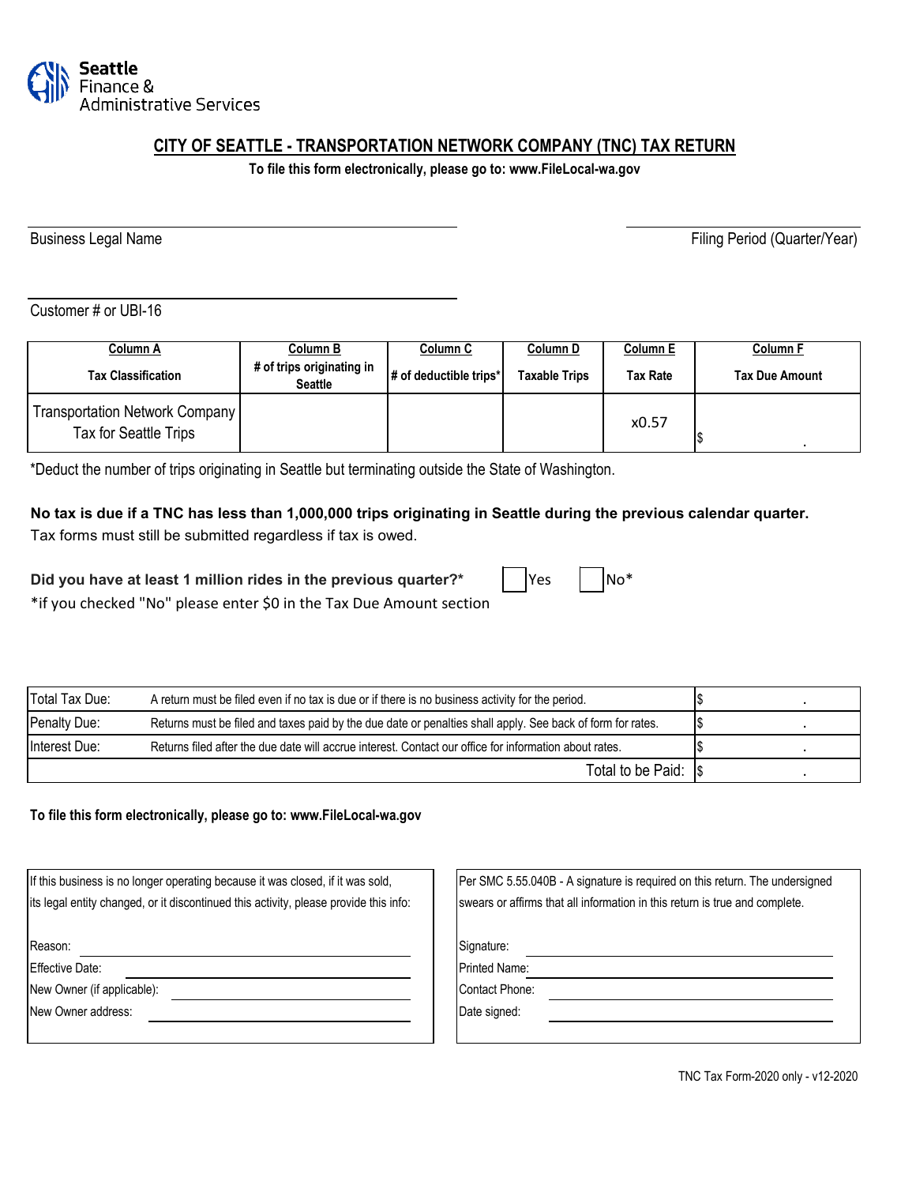Seattle Finance & Administrative Services

# CITY OF SEATTLE - TRANSPORTATION NETWORK COMPANY (TNC) TAX RETURN

**To file this form electronically, please go to: www.FileLocal-wa.gov**

Business Legal Name ______________________ Filing Period (Quarter/Year) ______________________

Customer # or UBI-16 ______________________

| Column A<br>Tax Classification | Column B<br># of trips originating in Seattle | Column C<br># of deductible trips* | Column D<br>Taxable Trips | Column E<br>Tax Rate | Column F<br>Tax Due Amount |
|---|---|---|---|---|---|
| Transportation Network Company Tax for Seattle Trips | | | | x0.57 | $ . |

*Deduct the number of trips originating in Seattle but terminating outside the State of Washington.

**No tax is due if a TNC has less than 1,000,000 trips originating in Seattle during the previous calendar quarter.**
Tax forms must still be submitted regardless if tax is owed.

**Did you have at least 1 million rides in the previous quarter?*** ☐ Yes ☐ No*

*if you checked "No" please enter $0 in the Tax Due Amount section

| | | |
|---|---|---|
| Total Tax Due: | A return must be filed even if no tax is due or if there is no business activity for the period. | $ . |
| Penalty Due: | Returns must be filed and taxes paid by the due date or penalties shall apply. See back of form for rates. | $ . |
| Interest Due: | Returns filed after the due date will accrue interest. Contact our office for information about rates. | $ . |
| | Total to be Paid: | $ . |

**To file this form electronically, please go to: www.FileLocal-wa.gov**

If this business is no longer operating because it was closed, if it was sold, its legal entity changed, or it discontinued this activity, please provide this info:

Reason: ______________________

Effective Date: ______________________

New Owner (if applicable): ______________________

New Owner address: ______________________

Per SMC 5.55.040B - A signature is required on this return. The undersigned swears or affirms that all information in this return is true and complete.

Signature: ______________________

Printed Name: ______________________

Contact Phone: ______________________

Date signed: ______________________

TNC Tax Form-2020 only - v12-2020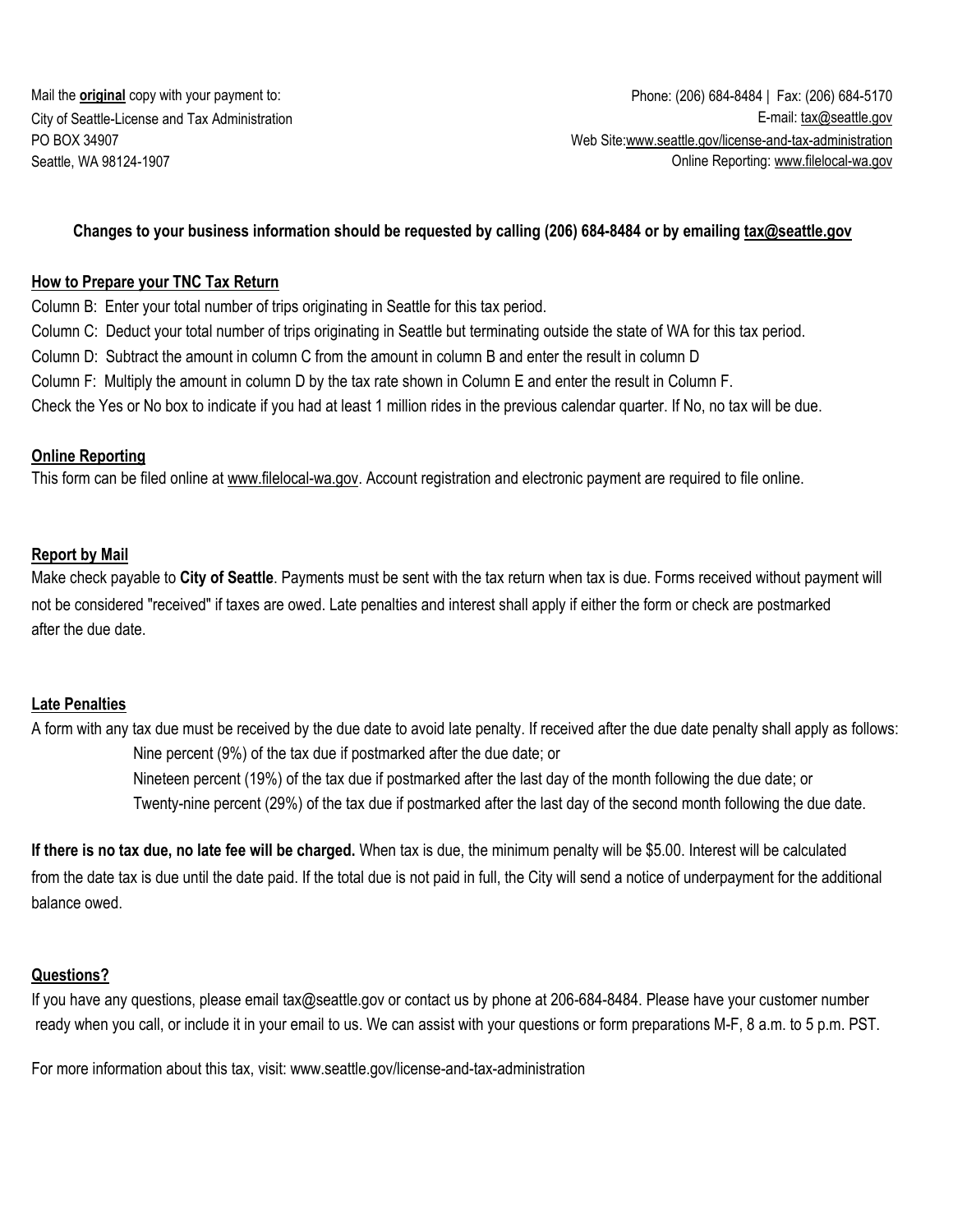Mail the **original** copy with your payment to:
City of Seattle-License and Tax Administration
PO BOX 34907
Seattle, WA 98124-1907

Phone: (206) 684-8484 | Fax: (206) 684-5170
E-mail: tax@seattle.gov
Web Site:www.seattle.gov/license-and-tax-administration
Online Reporting: www.filelocal-wa.gov

**Changes to your business information should be requested by calling (206) 684-8484 or by emailing tax@seattle.gov**

## How to Prepare your TNC Tax Return

Column B: Enter your total number of trips originating in Seattle for this tax period.
Column C: Deduct your total number of trips originating in Seattle but terminating outside the state of WA for this tax period.
Column D: Subtract the amount in column C from the amount in column B and enter the result in column D
Column F: Multiply the amount in column D by the tax rate shown in Column E and enter the result in Column F.
Check the Yes or No box to indicate if you had at least 1 million rides in the previous calendar quarter. If No, no tax will be due.

## Online Reporting

This form can be filed online at www.filelocal-wa.gov. Account registration and electronic payment are required to file online.

## Report by Mail

Make check payable to **City of Seattle**. Payments must be sent with the tax return when tax is due. Forms received without payment will not be considered "received" if taxes are owed. Late penalties and interest shall apply if either the form or check are postmarked after the due date.

## Late Penalties

A form with any tax due must be received by the due date to avoid late penalty. If received after the due date penalty shall apply as follows:

Nine percent (9%) of the tax due if postmarked after the due date; or
Nineteen percent (19%) of the tax due if postmarked after the last day of the month following the due date; or
Twenty-nine percent (29%) of the tax due if postmarked after the last day of the second month following the due date.

**If there is no tax due, no late fee will be charged.** When tax is due, the minimum penalty will be $5.00. Interest will be calculated from the date tax is due until the date paid. If the total due is not paid in full, the City will send a notice of underpayment for the additional balance owed.

## Questions?

If you have any questions, please email tax@seattle.gov or contact us by phone at 206-684-8484. Please have your customer number ready when you call, or include it in your email to us. We can assist with your questions or form preparations M-F, 8 a.m. to 5 p.m. PST.

For more information about this tax, visit: www.seattle.gov/license-and-tax-administration